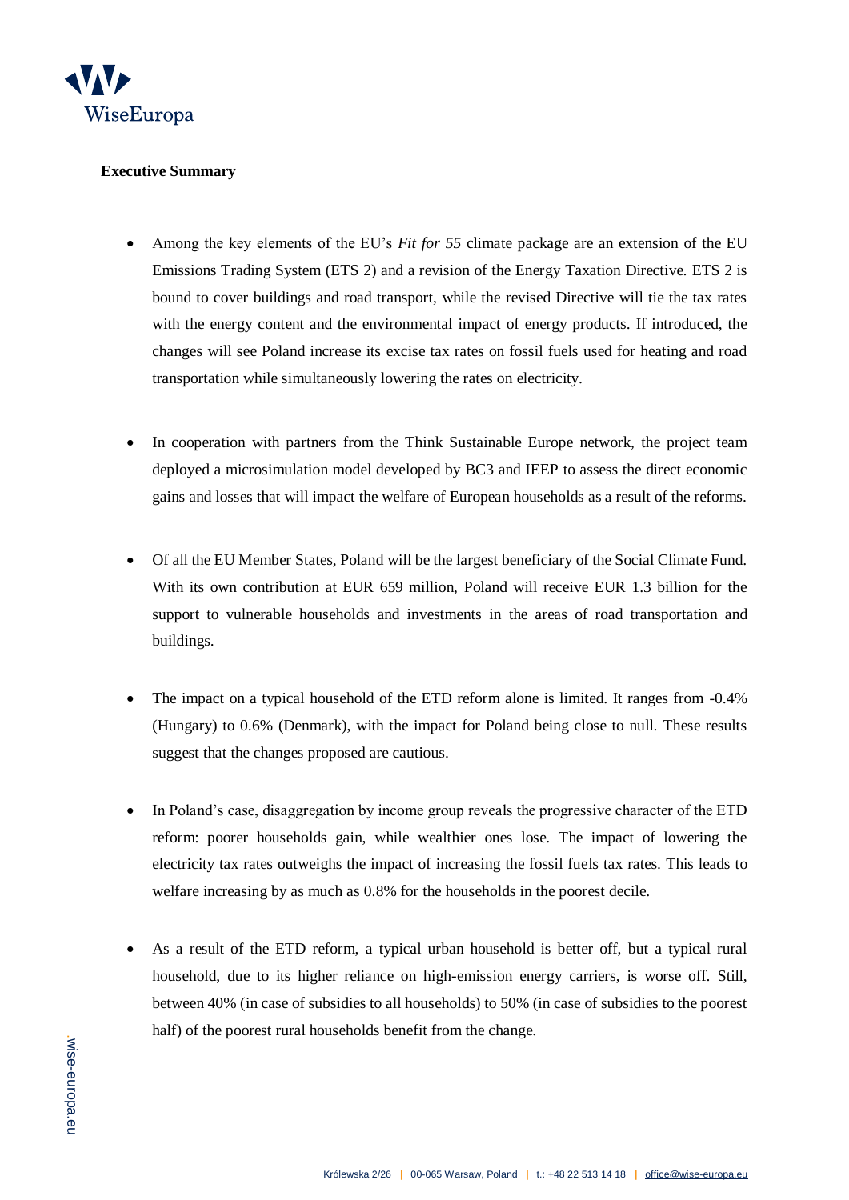**Executive Summary**

- Among the key elements of the EU's *Fit for 55* climate package are an extension of the EU Emissions Trading System (ETS 2) and a revision of the Energy Taxation Directive. ETS 2 is bound to cover buildings and road transport, while the revised Directive will tie the tax rates with the energy content and the environmental impact of energy products. If introduced, the changes will see Poland increase its excise tax rates on fossil fuels used for heating and road transportation while simultaneously lowering the rates on electricity.

- In cooperation with partners from the Think Sustainable Europe network, the project team deployed a microsimulation model developed by BC3 and IEEP to assess the direct economic gains and losses that will impact the welfare of European households as a result of the reforms.

- Of all the EU Member States, Poland will be the largest beneficiary of the Social Climate Fund. With its own contribution at EUR 659 million, Poland will receive EUR 1.3 billion for the support to vulnerable households and investments in the areas of road transportation and buildings.

- The impact on a typical household of the ETD reform alone is limited. It ranges from -0.4% (Hungary) to 0.6% (Denmark), with the impact for Poland being close to null. These results suggest that the changes proposed are cautious.

- In Poland's case, disaggregation by income group reveals the progressive character of the ETD reform: poorer households gain, while wealthier ones lose. The impact of lowering the electricity tax rates outweighs the impact of increasing the fossil fuels tax rates. This leads to welfare increasing by as much as 0.8% for the households in the poorest decile.

- As a result of the ETD reform, a typical urban household is better off, but a typical rural household, due to its higher reliance on high-emission energy carriers, is worse off. Still, between 40% (in case of subsidies to all households) to 50% (in case of subsidies to the poorest half) of the poorest rural households benefit from the change.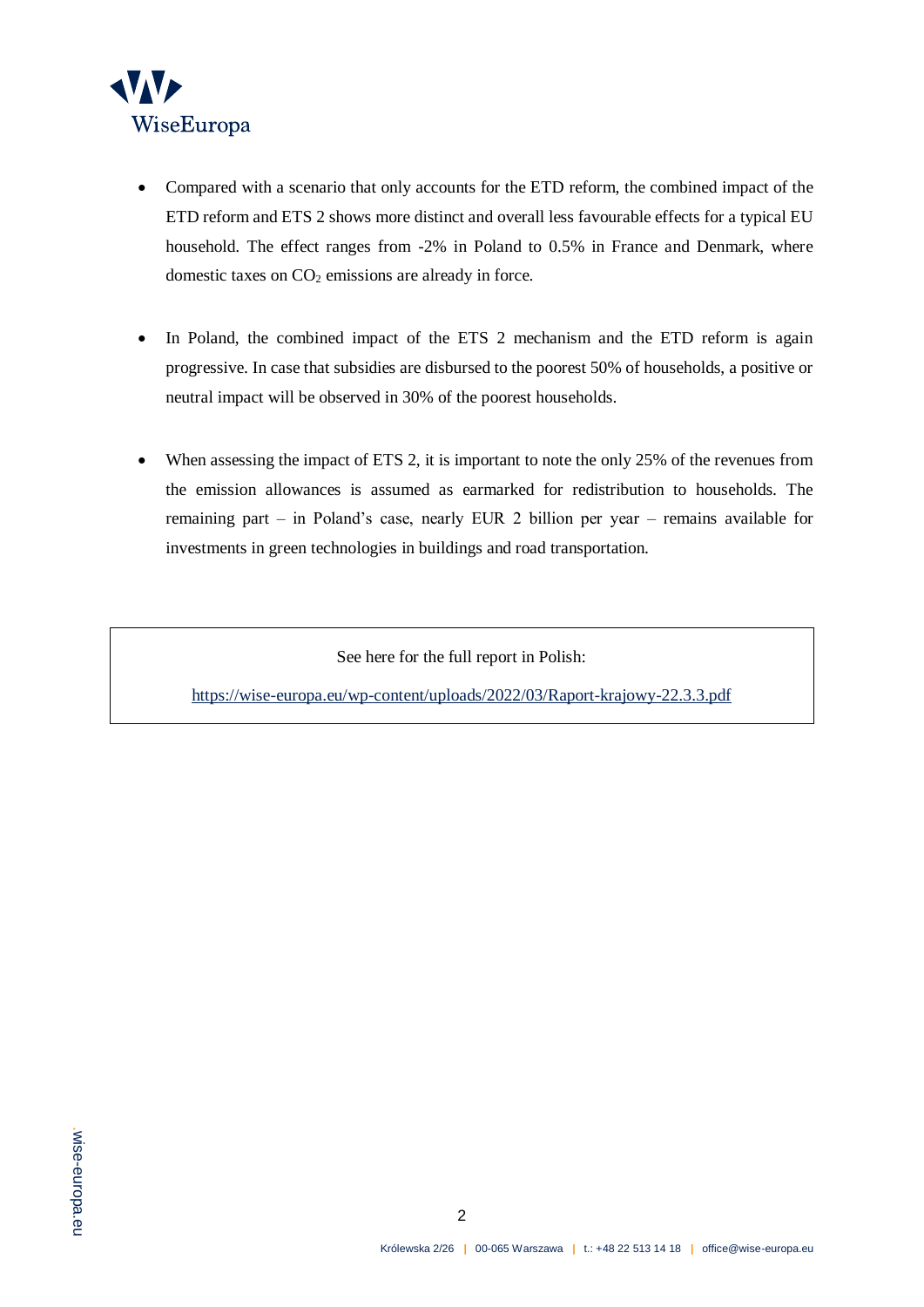- Compared with a scenario that only accounts for the ETD reform, the combined impact of the ETD reform and ETS 2 shows more distinct and overall less favourable effects for a typical EU household. The effect ranges from -2% in Poland to 0.5% in France and Denmark, where domestic taxes on $CO_2$ emissions are already in force.

- In Poland, the combined impact of the ETS 2 mechanism and the ETD reform is again progressive. In case that subsidies are disbursed to the poorest 50% of households, a positive or neutral impact will be observed in 30% of the poorest households.

- When assessing the impact of ETS 2, it is important to note the only 25% of the revenues from the emission allowances is assumed as earmarked for redistribution to households. The remaining part – in Poland's case, nearly EUR 2 billion per year – remains available for investments in green technologies in buildings and road transportation.

See here for the full report in Polish:

https://wise-europa.eu/wp-content/uploads/2022/03/Raport-krajowy-22.3.3.pdf